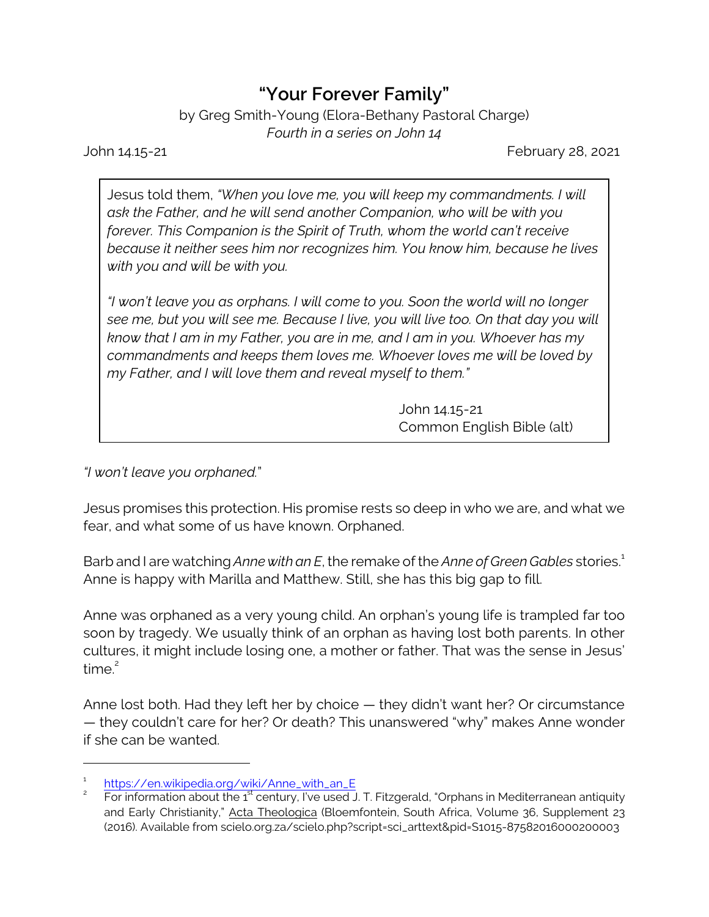# "Your Forever Family"

by Greg Smith-Young (Elora-Bethany Pastoral Charge)
*Fourth in a series on John 14*

John 14.15-21 February 28, 2021

> Jesus told them, *"When you love me, you will keep my commandments. I will ask the Father, and he will send another Companion, who will be with you forever. This Companion is the Spirit of Truth, whom the world can't receive because it neither sees him nor recognizes him. You know him, because he lives with you and will be with you.*
>
> *"I won't leave you as orphans. I will come to you. Soon the world will no longer see me, but you will see me. Because I live, you will live too. On that day you will know that I am in my Father, you are in me, and I am in you. Whoever has my commandments and keeps them loves me. Whoever loves me will be loved by my Father, and I will love them and reveal myself to them."*
>
> John 14.15-21
> Common English Bible (alt)

*"I won't leave you orphaned.*"

Jesus promises this protection. His promise rests so deep in who we are, and what we fear, and what some of us have known. Orphaned.

Barb and I are watching *Anne with an E*, the remake of the *Anne of Green Gables* stories.[1] Anne is happy with Marilla and Matthew. Still, she has this big gap to fill.

Anne was orphaned as a very young child. An orphan's young life is trampled far too soon by tragedy. We usually think of an orphan as having lost both parents. In other cultures, it might include losing one, a mother or father. That was the sense in Jesus' time.[2]

Anne lost both. Had they left her by choice — they didn't want her? Or circumstance — they couldn't care for her? Or death? This unanswered "why" makes Anne wonder if she can be wanted.

---

[1] https://en.wikipedia.org/wiki/Anne_with_an_E

[2] For information about the 1st century, I've used J. T. Fitzgerald, "Orphans in Mediterranean antiquity and Early Christianity," Acta Theologica (Bloemfontein, South Africa, Volume 36, Supplement 23 (2016). Available from scielo.org.za/scielo.php?script=sci_arttext&pid=S1015-87582016000200003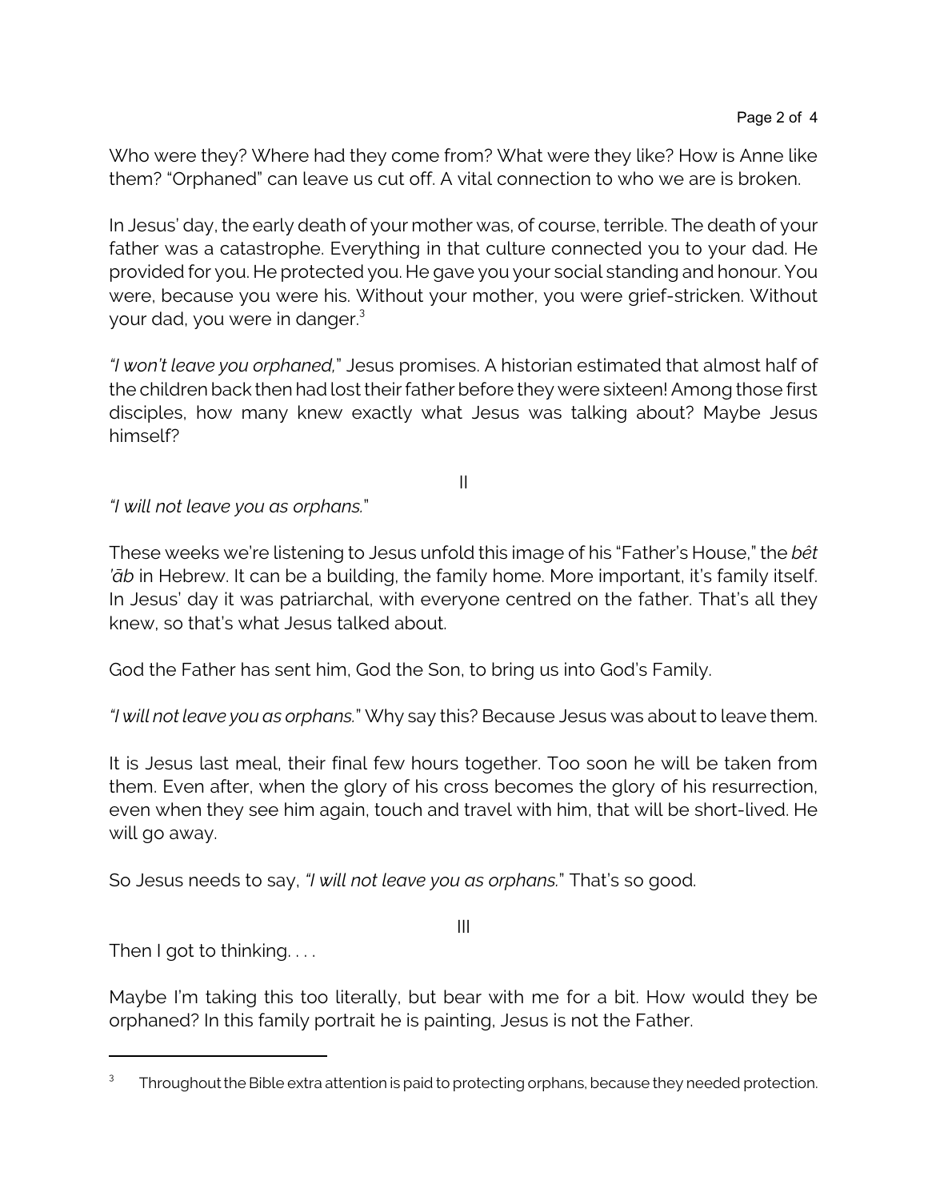Who were they? Where had they come from? What were they like? How is Anne like them? "Orphaned" can leave us cut off. A vital connection to who we are is broken.

In Jesus' day, the early death of your mother was, of course, terrible. The death of your father was a catastrophe. Everything in that culture connected you to your dad. He provided for you. He protected you. He gave you your social standing and honour. You were, because you were his. Without your mother, you were grief-stricken. Without your dad, you were in danger.[3]

*"I won't leave you orphaned,"* Jesus promises. A historian estimated that almost half of the children back then had lost their father before they were sixteen! Among those first disciples, how many knew exactly what Jesus was talking about? Maybe Jesus himself?

II

*"I will not leave you as orphans."*

These weeks we're listening to Jesus unfold this image of his "Father's House," the *bêt 'āb* in Hebrew. It can be a building, the family home. More important, it's family itself. In Jesus' day it was patriarchal, with everyone centred on the father. That's all they knew, so that's what Jesus talked about.

God the Father has sent him, God the Son, to bring us into God's Family.

*"I will not leave you as orphans."* Why say this? Because Jesus was about to leave them.

It is Jesus last meal, their final few hours together. Too soon he will be taken from them. Even after, when the glory of his cross becomes the glory of his resurrection, even when they see him again, touch and travel with him, that will be short-lived. He will go away.

So Jesus needs to say, *"I will not leave you as orphans."* That's so good.

III

Then I got to thinking. . . .

Maybe I'm taking this too literally, but bear with me for a bit. How would they be orphaned? In this family portrait he is painting, Jesus is not the Father.

---

[3] Throughout the Bible extra attention is paid to protecting orphans, because they needed protection.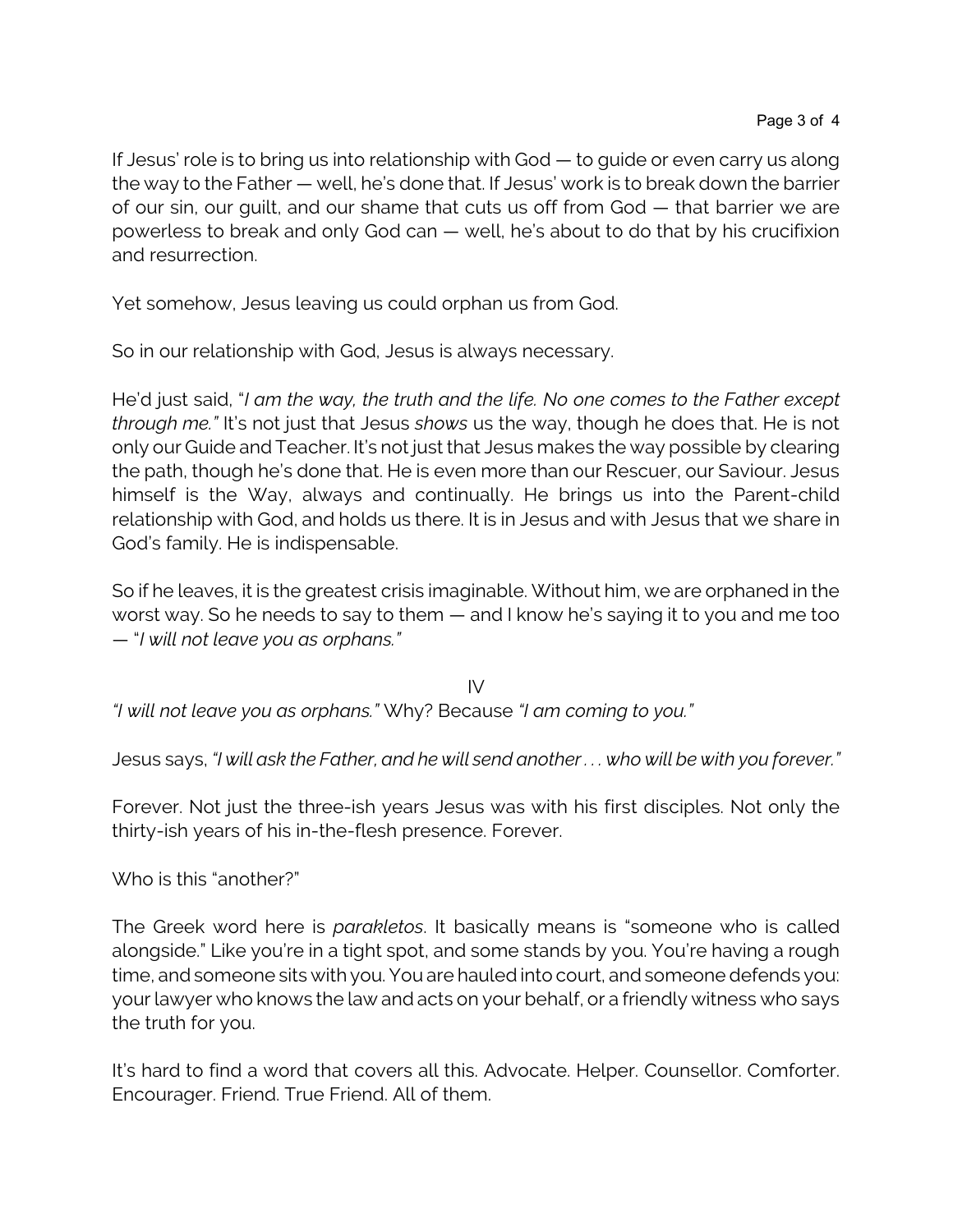If Jesus' role is to bring us into relationship with God — to guide or even carry us along the way to the Father — well, he's done that. If Jesus' work is to break down the barrier of our sin, our guilt, and our shame that cuts us off from God — that barrier we are powerless to break and only God can — well, he's about to do that by his crucifixion and resurrection.

Yet somehow, Jesus leaving us could orphan us from God.

So in our relationship with God, Jesus is always necessary.

He'd just said, "*I am the way, the truth and the life. No one comes to the Father except through me.*" It's not just that Jesus *shows* us the way, though he does that. He is not only our Guide and Teacher. It's not just that Jesus makes the way possible by clearing the path, though he's done that. He is even more than our Rescuer, our Saviour. Jesus himself is the Way, always and continually. He brings us into the Parent-child relationship with God, and holds us there. It is in Jesus and with Jesus that we share in God's family. He is indispensable.

So if he leaves, it is the greatest crisis imaginable. Without him, we are orphaned in the worst way. So he needs to say to them — and I know he's saying it to you and me too — "*I will not leave you as orphans.*"

IV

*"I will not leave you as orphans."* Why? Because *"I am coming to you."*

Jesus says, *"I will ask the Father, and he will send another . . . who will be with you forever."*

Forever. Not just the three-ish years Jesus was with his first disciples. Not only the thirty-ish years of his in-the-flesh presence. Forever.

Who is this "another?"

The Greek word here is *parakletos*. It basically means is "someone who is called alongside." Like you're in a tight spot, and some stands by you. You're having a rough time, and someone sits with you. You are hauled into court, and someone defends you: your lawyer who knows the law and acts on your behalf, or a friendly witness who says the truth for you.

It's hard to find a word that covers all this. Advocate. Helper. Counsellor. Comforter. Encourager. Friend. True Friend. All of them.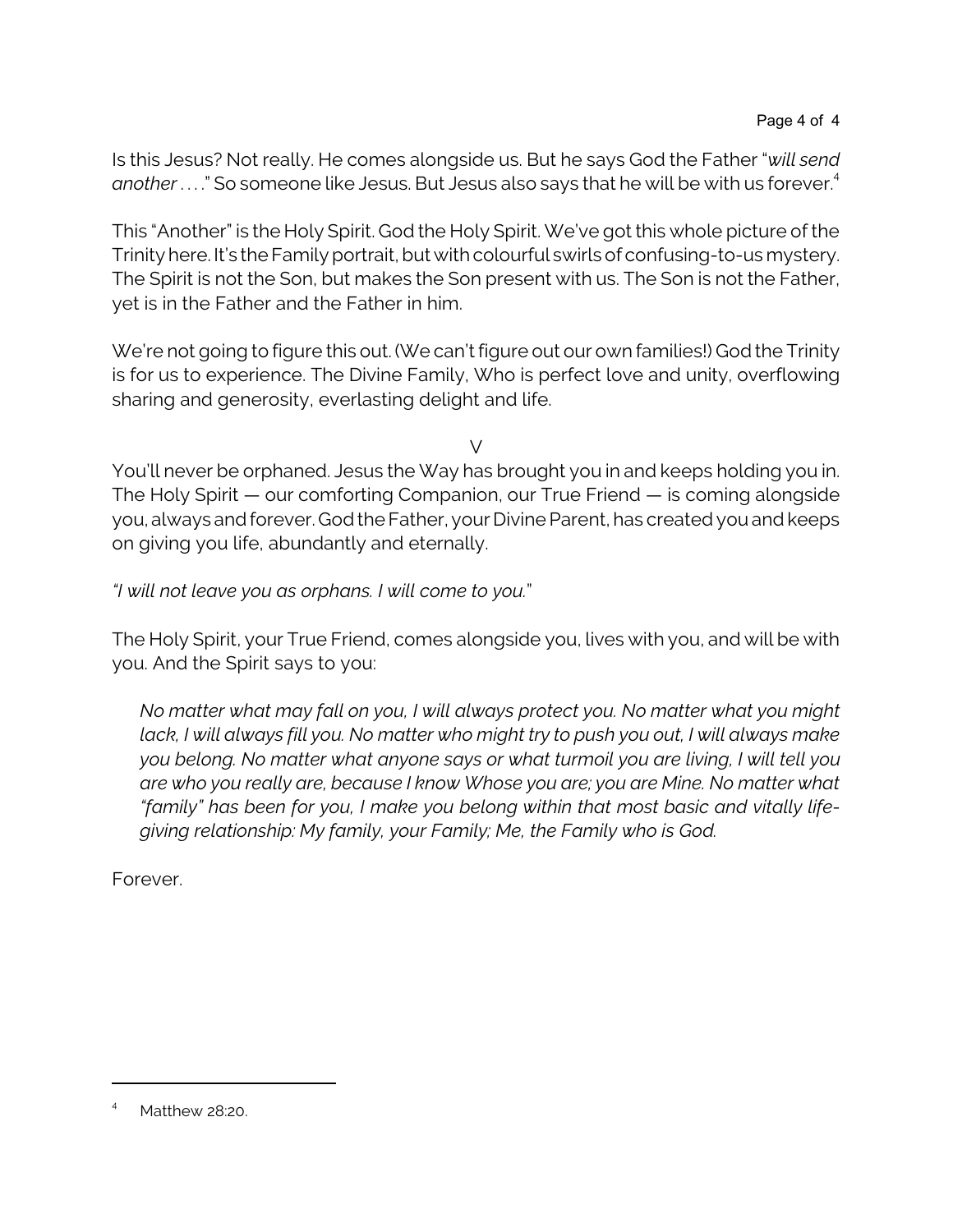Is this Jesus? Not really. He comes alongside us. But he says God the Father "*will send another* . . . ." So someone like Jesus. But Jesus also says that he will be with us forever.[4]

This "Another" is the Holy Spirit. God the Holy Spirit. We've got this whole picture of the Trinity here. It's the Family portrait, but with colourful swirls of confusing-to-us mystery. The Spirit is not the Son, but makes the Son present with us. The Son is not the Father, yet is in the Father and the Father in him.

We're not going to figure this out. (We can't figure out our own families!) God the Trinity is for us to experience. The Divine Family, Who is perfect love and unity, overflowing sharing and generosity, everlasting delight and life.

V

You'll never be orphaned. Jesus the Way has brought you in and keeps holding you in. The Holy Spirit — our comforting Companion, our True Friend — is coming alongside you, always and forever. God the Father, your Divine Parent, has created you and keeps on giving you life, abundantly and eternally.

*"I will not leave you as orphans. I will come to you."*

The Holy Spirit, your True Friend, comes alongside you, lives with you, and will be with you. And the Spirit says to you:

> *No matter what may fall on you, I will always protect you. No matter what you might lack, I will always fill you. No matter who might try to push you out, I will always make you belong. No matter what anyone says or what turmoil you are living, I will tell you are who you really are, because I know Whose you are; you are Mine. No matter what "family" has been for you, I make you belong within that most basic and vitally life-giving relationship: My family, your Family; Me, the Family who is God.*

Forever.

---

[4] Matthew 28:20.